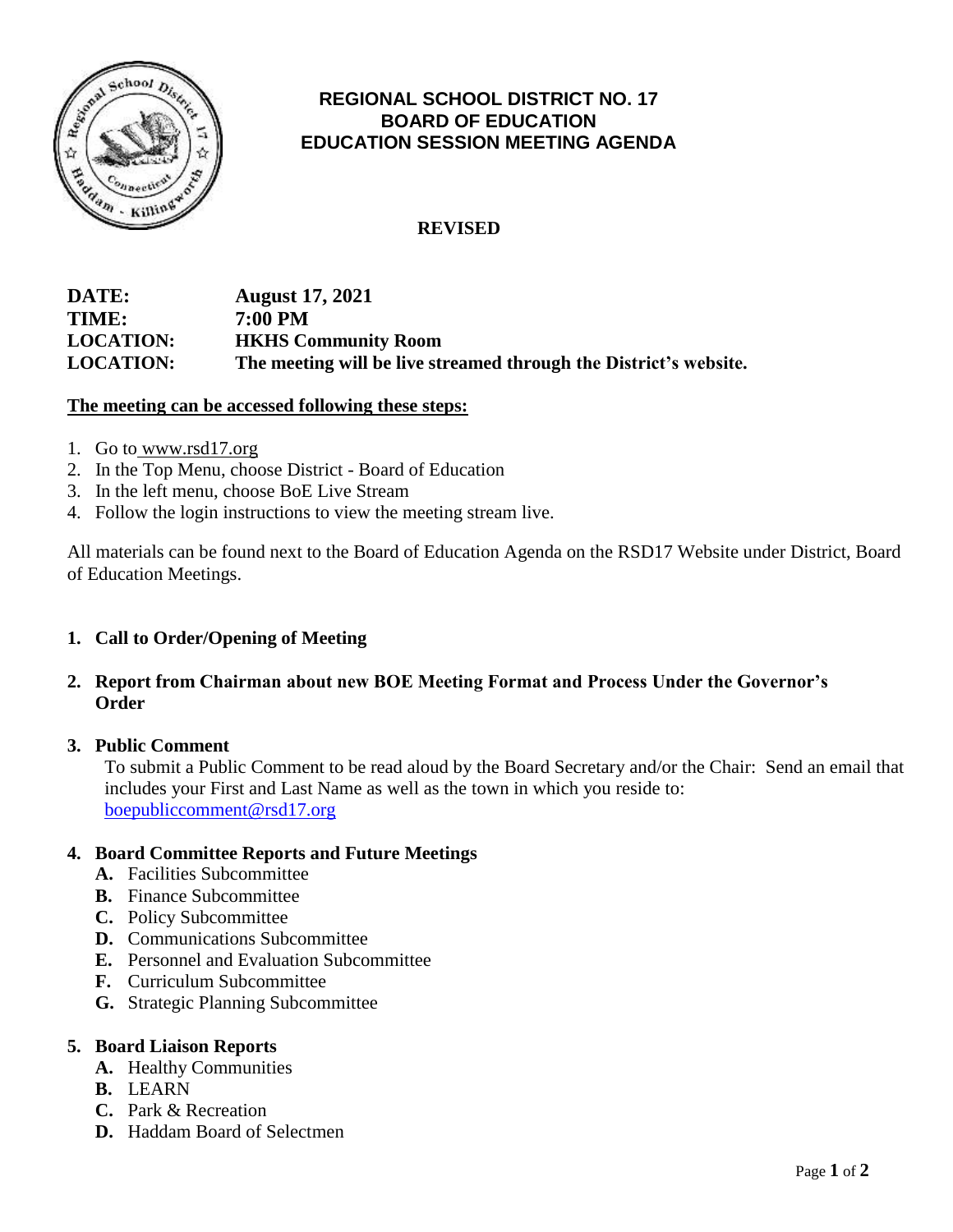# REGIONAL SCHOOL DISTRICT NO. 17
## BOARD OF EDUCATION
## EDUCATION SESSION MEETING AGENDA

**REVISED**

| | |
|---|---|
| **DATE:** | **August 17, 2021** |
| **TIME:** | **7:00 PM** |
| **LOCATION:** | **HKHS Community Room** |
| **LOCATION:** | **The meeting will be live streamed through the District's website.** |

**The meeting can be accessed following these steps:**

1. Go to www.rsd17.org
2. In the Top Menu, choose District - Board of Education
3. In the left menu, choose BoE Live Stream
4. Follow the login instructions to view the meeting stream live.

All materials can be found next to the Board of Education Agenda on the RSD17 Website under District, Board of Education Meetings.

1. **Call to Order/Opening of Meeting**

2. **Report from Chairman about new BOE Meeting Format and Process Under the Governor's Order**

3. **Public Comment**

   To submit a Public Comment to be read aloud by the Board Secretary and/or the Chair: Send an email that includes your First and Last Name as well as the town in which you reside to: boepubliccomment@rsd17.org

4. **Board Committee Reports and Future Meetings**
   - **A.** Facilities Subcommittee
   - **B.** Finance Subcommittee
   - **C.** Policy Subcommittee
   - **D.** Communications Subcommittee
   - **E.** Personnel and Evaluation Subcommittee
   - **F.** Curriculum Subcommittee
   - **G.** Strategic Planning Subcommittee

5. **Board Liaison Reports**
   - **A.** Healthy Communities
   - **B.** LEARN
   - **C.** Park & Recreation
   - **D.** Haddam Board of Selectmen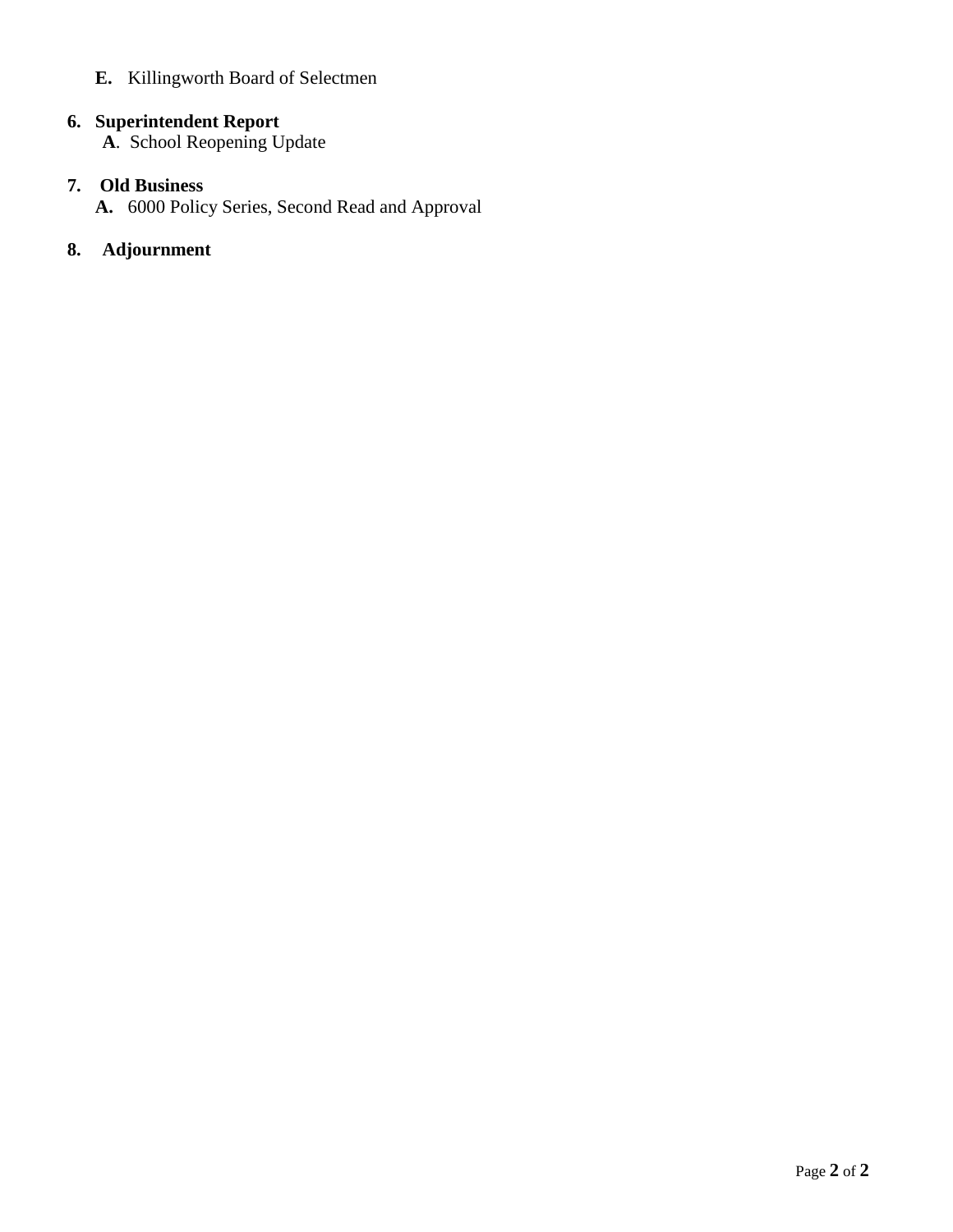**E.** Killingworth Board of Selectmen

**6. Superintendent Report**

**A**. School Reopening Update

**7. Old Business**

**A.** 6000 Policy Series, Second Read and Approval

**8. Adjournment**